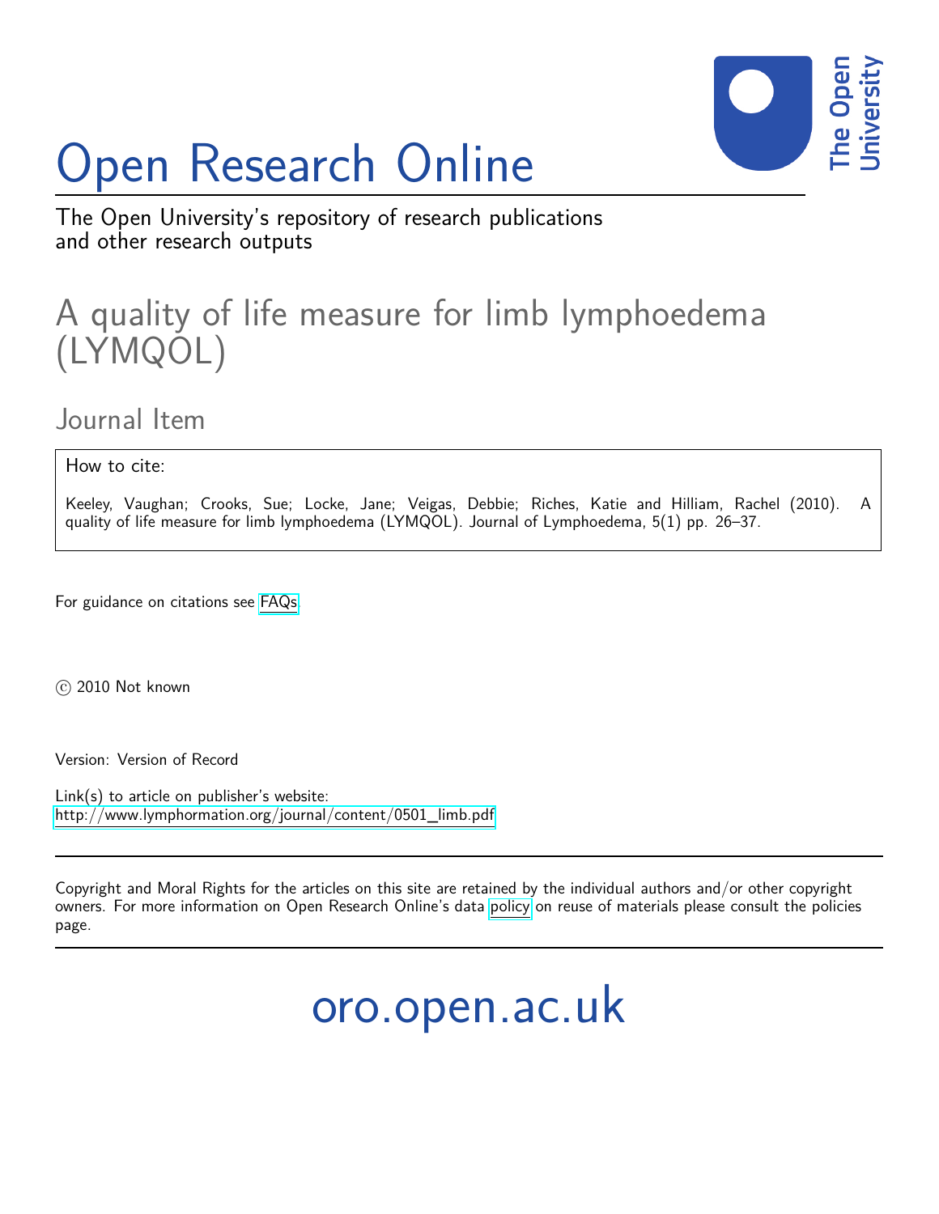# Open Research Online

The Open University's repository of research publications and other research outputs

## A quality of life measure for limb lymphoedema (LYMQOL)

### Journal Item

How to cite:

Keeley, Vaughan; Crooks, Sue; Locke, Jane; Veigas, Debbie; Riches, Katie and Hilliam, Rachel (2010). A quality of life measure for limb lymphoedema (LYMQOL). Journal of Lymphoedema, 5(1) pp. 26–37.

For guidance on citations see FAQs.

© 2010 Not known

Version: Version of Record

Link(s) to article on publisher's website:
http://www.lymphormation.org/journal/content/0501_limb.pdf

Copyright and Moral Rights for the articles on this site are retained by the individual authors and/or other copyright owners. For more information on Open Research Online's data policy on reuse of materials please consult the policies page.

oro.open.ac.uk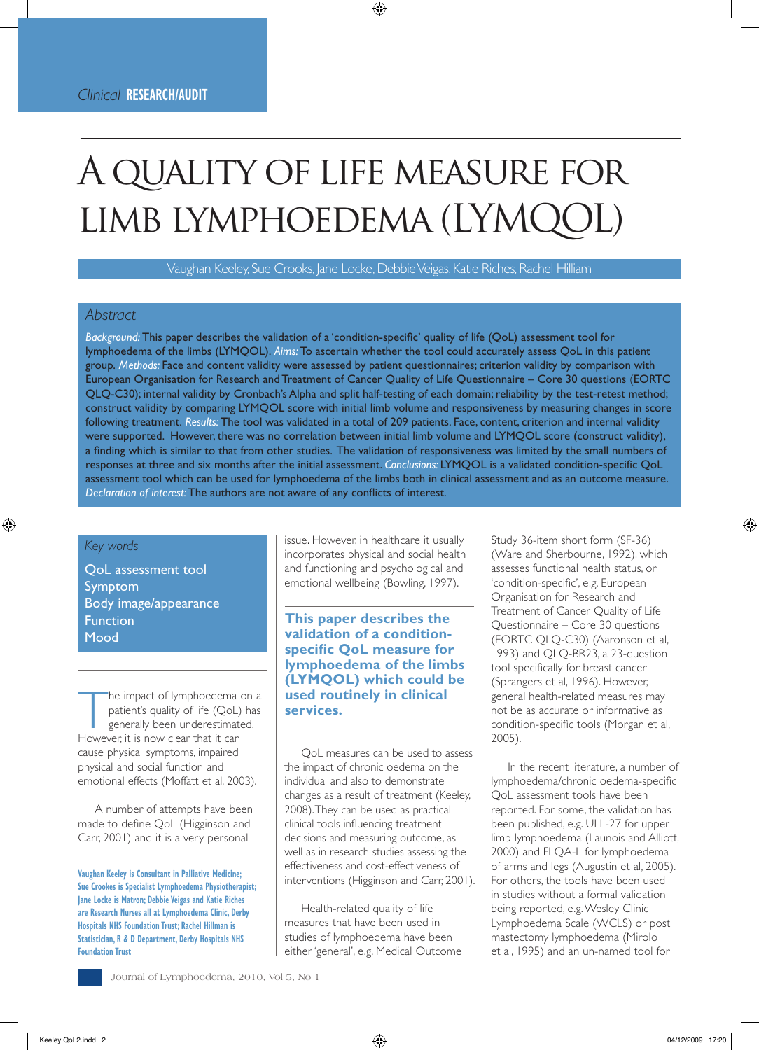Clinical **RESEARCH/AUDIT**

# A QUALITY OF LIFE MEASURE FOR LIMB LYMPHOEDEMA (LYMQOL)

Vaughan Keeley, Sue Crooks, Jane Locke, Debbie Veigas, Katie Riches, Rachel Hilliam

## Abstract

*Background:* This paper describes the validation of a 'condition-specific' quality of life (QoL) assessment tool for lymphoedema of the limbs (LYMQOL). *Aims:* To ascertain whether the tool could accurately assess QoL in this patient group. *Methods:* Face and content validity were assessed by patient questionnaires; criterion validity by comparison with European Organisation for Research and Treatment of Cancer Quality of Life Questionnaire – Core 30 questions (EORTC QLQ-C30); internal validity by Cronbach's Alpha and split half-testing of each domain; reliability by the test-retest method; construct validity by comparing LYMQOL score with initial limb volume and responsiveness by measuring changes in score following treatment. *Results:* The tool was validated in a total of 209 patients. Face, content, criterion and internal validity were supported. However, there was no correlation between initial limb volume and LYMQOL score (construct validity), a finding which is similar to that from other studies. The validation of responsiveness was limited by the small numbers of responses at three and six months after the initial assessment. *Conclusions:* LYMQOL is a validated condition-specific QoL assessment tool which can be used for lymphoedema of the limbs both in clinical assessment and as an outcome measure. *Declaration of interest:* The authors are not aware of any conflicts of interest.

### Key words

QoL assessment tool
Symptom
Body image/appearance
Function
Mood

Vaughan Keeley is Consultant in Palliative Medicine; Sue Crookes is Specialist Lymphoedema Physiotherapist; Jane Locke is Matron; Debbie Veigas and Katie Riches are Research Nurses all at Lymphoedema Clinic, Derby Hospitals NHS Foundation Trust; Rachel Hillman is Statistician, R & D Department, Derby Hospitals NHS Foundation Trust

The impact of lymphoedema on a patient's quality of life (QoL) has generally been underestimated. However, it is now clear that it can cause physical symptoms, impaired physical and social function and emotional effects (Moffatt et al, 2003).

A number of attempts have been made to define QoL (Higginson and Carr, 2001) and it is a very personal issue. However, in healthcare it usually incorporates physical and social health and functioning and psychological and emotional wellbeing (Bowling, 1997).

**This paper describes the validation of a condition-specific QoL measure for lymphoedema of the limbs (LYMQOL) which could be used routinely in clinical services.**

QoL measures can be used to assess the impact of chronic oedema on the individual and also to demonstrate changes as a result of treatment (Keeley, 2008). They can be used as practical clinical tools influencing treatment decisions and measuring outcome, as well as in research studies assessing the effectiveness and cost-effectiveness of interventions (Higginson and Carr, 2001).

Health-related quality of life measures that have been used in studies of lymphoedema have been either 'general', e.g. Medical Outcome Study 36-item short form (SF-36) (Ware and Sherbourne, 1992), which assesses functional health status, or 'condition-specific', e.g. European Organisation for Research and Treatment of Cancer Quality of Life Questionnaire – Core 30 questions (EORTC QLQ-C30) (Aaronson et al, 1993) and QLQ-BR23, a 23-question tool specifically for breast cancer (Sprangers et al, 1996). However, general health-related measures may not be as accurate or informative as condition-specific tools (Morgan et al, 2005).

In the recent literature, a number of lymphoedema/chronic oedema-specific QoL assessment tools have been reported. For some, the validation has been published, e.g. ULL-27 for upper limb lymphoedema (Launois and Alliott, 2000) and FLQA-L for lymphoedema of arms and legs (Augustin et al, 2005). For others, the tools have been used in studies without a formal validation being reported, e.g. Wesley Clinic Lymphoedema Scale (WCLS) or post mastectomy lymphoedema (Mirolo et al, 1995) and an un-named tool for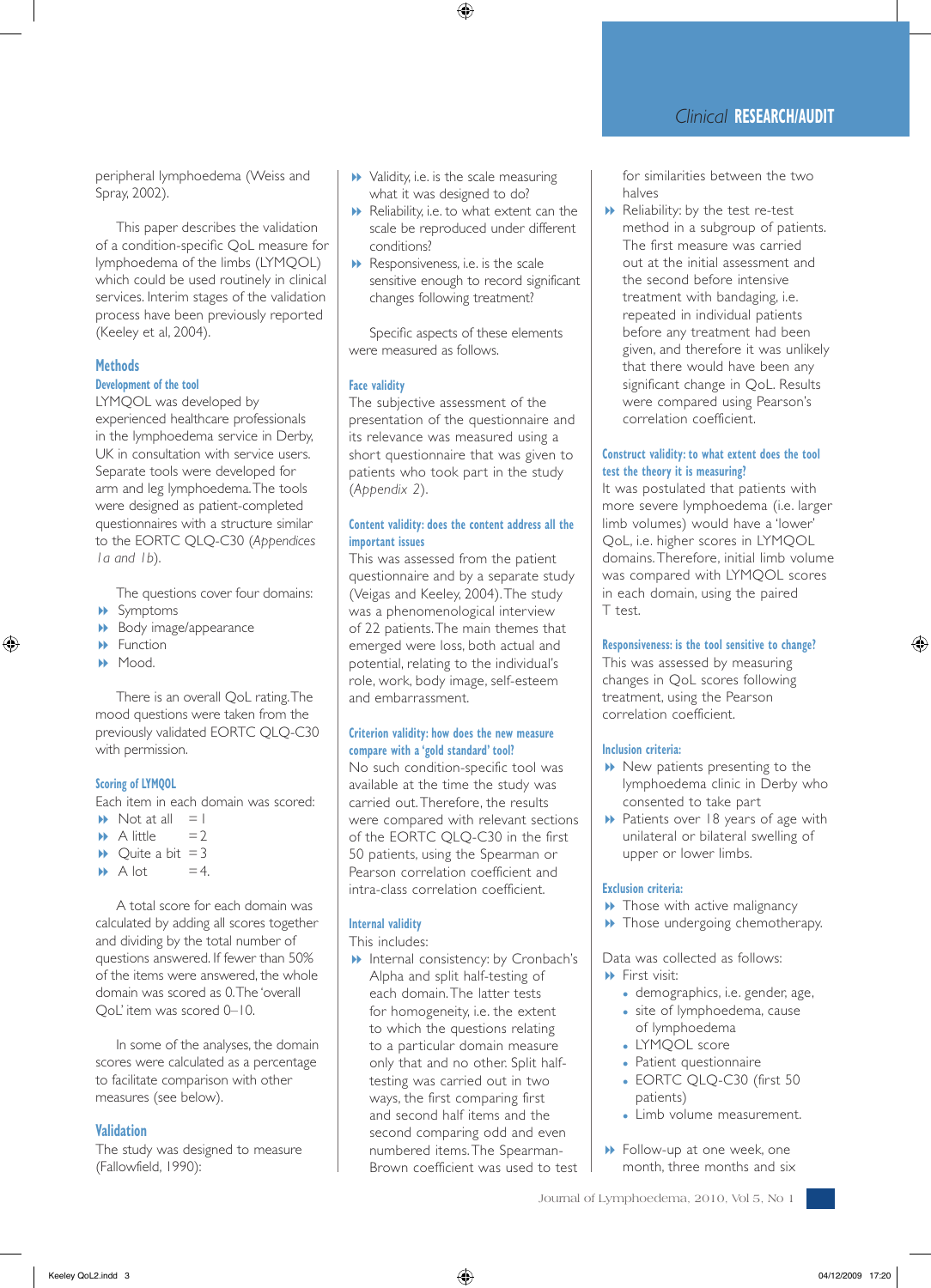peripheral lymphoedema (Weiss and Spray, 2002).

This paper describes the validation of a condition-specific QoL measure for lymphoedema of the limbs (LYMQOL) which could be used routinely in clinical services. Interim stages of the validation process have been previously reported (Keeley et al, 2004).

## Methods

### Development of the tool

LYMQOL was developed by experienced healthcare professionals in the lymphoedema service in Derby, UK in consultation with service users. Separate tools were developed for arm and leg lymphoedema. The tools were designed as patient-completed questionnaires with a structure similar to the EORTC QLQ-C30 (*Appendices 1a and 1b*).

The questions cover four domains:

- Symptoms
- Body image/appearance
- Function
- Mood.

There is an overall QoL rating. The mood questions were taken from the previously validated EORTC QLQ-C30 with permission.

### Scoring of LYMQOL

Each item in each domain was scored:

- Not at all = 1
- A little = 2
- Quite a bit = 3
- A lot = 4.

A total score for each domain was calculated by adding all scores together and dividing by the total number of questions answered. If fewer than 50% of the items were answered, the whole domain was scored as 0. The 'overall QoL' item was scored 0–10.

In some of the analyses, the domain scores were calculated as a percentage to facilitate comparison with other measures (see below).

## Validation

The study was designed to measure (Fallowfield, 1990):

- Validity, i.e. is the scale measuring what it was designed to do?
- Reliability, i.e. to what extent can the scale be reproduced under different conditions?
- Responsiveness, i.e. is the scale sensitive enough to record significant changes following treatment?

Specific aspects of these elements were measured as follows.

### Face validity

The subjective assessment of the presentation of the questionnaire and its relevance was measured using a short questionnaire that was given to patients who took part in the study (*Appendix 2*).

### Content validity: does the content address all the important issues

This was assessed from the patient questionnaire and by a separate study (Veigas and Keeley, 2004). The study was a phenomenological interview of 22 patients. The main themes that emerged were loss, both actual and potential, relating to the individual's role, work, body image, self-esteem and embarrassment.

### Criterion validity: how does the new measure compare with a 'gold standard' tool?

No such condition-specific tool was available at the time the study was carried out. Therefore, the results were compared with relevant sections of the EORTC QLQ-C30 in the first 50 patients, using the Spearman or Pearson correlation coefficient and intra-class correlation coefficient.

### Internal validity

This includes:

- Internal consistency: by Cronbach's Alpha and split half-testing of each domain. The latter tests for homogeneity, i.e. the extent to which the questions relating to a particular domain measure only that and no other. Split half-testing was carried out in two ways, the first comparing first and second half items and the second comparing odd and even numbered items. The Spearman-Brown coefficient was used to test for similarities between the two halves
- Reliability: by the test re-test method in a subgroup of patients. The first measure was carried out at the initial assessment and the second before intensive treatment with bandaging, i.e. repeated in individual patients before any treatment had been given, and therefore it was unlikely that there would have been any significant change in QoL. Results were compared using Pearson's correlation coefficient.

### Construct validity: to what extent does the tool test the theory it is measuring?

It was postulated that patients with more severe lymphoedema (i.e. larger limb volumes) would have a 'lower' QoL, i.e. higher scores in LYMQOL domains. Therefore, initial limb volume was compared with LYMQOL scores in each domain, using the paired T test.

### Responsiveness: is the tool sensitive to change?

This was assessed by measuring changes in QoL scores following treatment, using the Pearson correlation coefficient.

### Inclusion criteria:

- New patients presenting to the lymphoedema clinic in Derby who consented to take part
- Patients over 18 years of age with unilateral or bilateral swelling of upper or lower limbs.

### Exclusion criteria:

- Those with active malignancy
- Those undergoing chemotherapy.

Data was collected as follows:

- First visit:
  - demographics, i.e. gender, age,
  - site of lymphoedema, cause of lymphoedema
  - LYMQOL score
  - Patient questionnaire
  - EORTC QLQ-C30 (first 50 patients)
  - Limb volume measurement.
- Follow-up at one week, one month, three months and six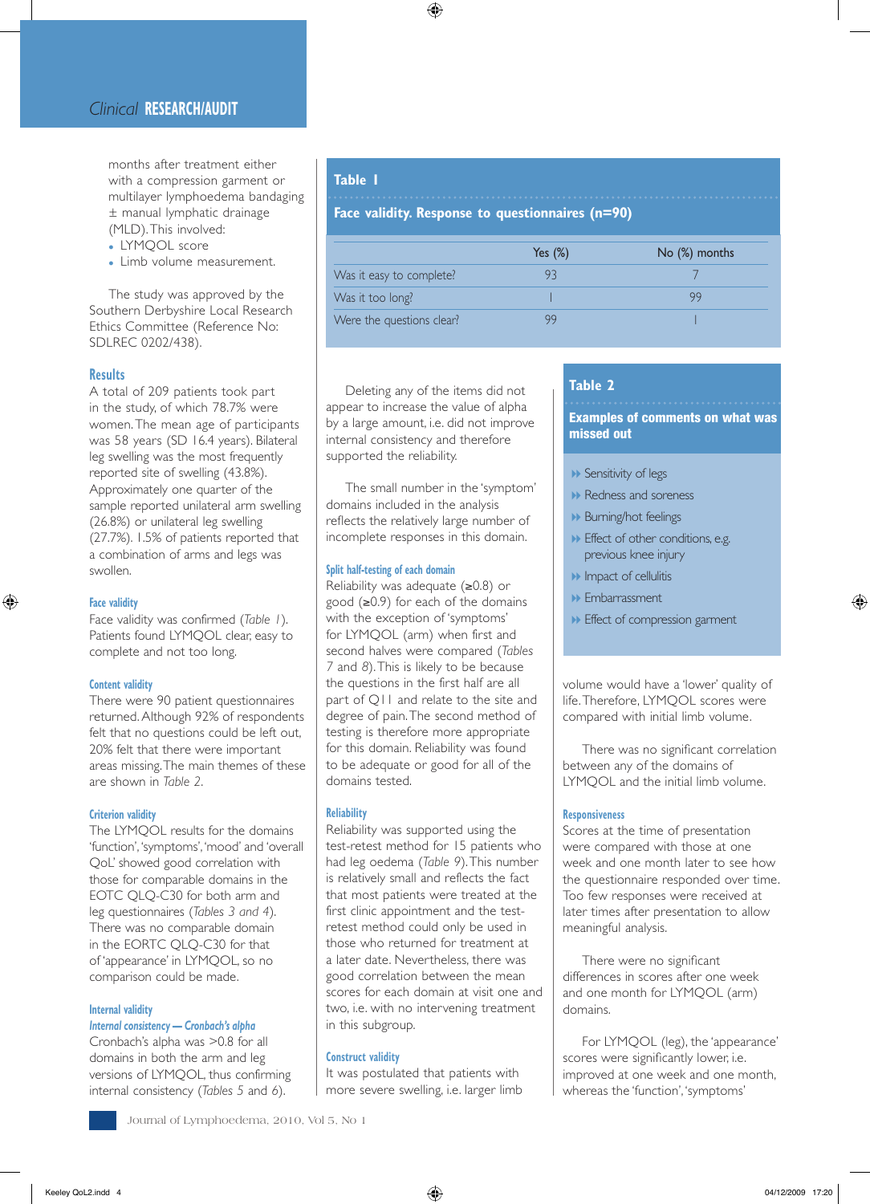months after treatment either with a compression garment or multilayer lymphoedema bandaging ± manual lymphatic drainage (MLD). This involved:

- LYMQOL score
- Limb volume measurement.

The study was approved by the Southern Derbyshire Local Research Ethics Committee (Reference No: SDLREC 0202/438).

## Results

A total of 209 patients took part in the study, of which 78.7% were women. The mean age of participants was 58 years (SD 16.4 years). Bilateral leg swelling was the most frequently reported site of swelling (43.8%). Approximately one quarter of the sample reported unilateral arm swelling (26.8%) or unilateral leg swelling (27.7%). 1.5% of patients reported that a combination of arms and legs was swollen.

### Face validity

Face validity was confirmed (*Table 1*). Patients found LYMQOL clear, easy to complete and not too long.

**Table 1**

**Face validity. Response to questionnaires (n=90)**

| | Yes (%) | No (%) months |
|---|---|---|
| Was it easy to complete? | 93 | 7 |
| Was it too long? | 1 | 99 |
| Were the questions clear? | 99 | 1 |

### Content validity

There were 90 patient questionnaires returned. Although 92% of respondents felt that no questions could be left out, 20% felt that there were important areas missing. The main themes of these are shown in *Table 2*.

**Table 2**

**Examples of comments on what was missed out**

- Sensitivity of legs
- Redness and soreness
- Burning/hot feelings
- Effect of other conditions, e.g. previous knee injury
- Impact of cellulitis
- Embarrassment
- Effect of compression garment

### Criterion validity

The LYMQOL results for the domains 'function', 'symptoms', 'mood' and 'overall QoL' showed good correlation with those for comparable domains in the EOTC QLQ-C30 for both arm and leg questionnaires (*Tables 3 and 4*). There was no comparable domain in the EORTC QLQ-C30 for that of 'appearance' in LYMQOL, so no comparison could be made.

### Internal validity

#### *Internal consistency — Cronbach's alpha*

Cronbach's alpha was >0.8 for all domains in both the arm and leg versions of LYMQOL, thus confirming internal consistency (*Tables 5* and 6).

Deleting any of the items did not appear to increase the value of alpha by a large amount, i.e. did not improve internal consistency and therefore supported the reliability.

The small number in the 'symptom' domains included in the analysis reflects the relatively large number of incomplete responses in this domain.

#### Split half-testing of each domain

Reliability was adequate (≥0.8) or good (≥0.9) for each of the domains with the exception of 'symptoms' for LYMQOL (arm) when first and second halves were compared (*Tables 7* and *8*). This is likely to be because the questions in the first half are all part of Q11 and relate to the site and degree of pain. The second method of testing is therefore more appropriate for this domain. Reliability was found to be adequate or good for all of the domains tested.

### Reliability

Reliability was supported using the test-retest method for 15 patients who had leg oedema (*Table 9*). This number is relatively small and reflects the fact that most patients were treated at the first clinic appointment and the test-retest method could only be used in those who returned for treatment at a later date. Nevertheless, there was good correlation between the mean scores for each domain at visit one and two, i.e. with no intervening treatment in this subgroup.

### Construct validity

It was postulated that patients with more severe swelling, i.e. larger limb volume would have a 'lower' quality of life. Therefore, LYMQOL scores were compared with initial limb volume.

There was no significant correlation between any of the domains of LYMQOL and the initial limb volume.

### Responsiveness

Scores at the time of presentation were compared with those at one week and one month later to see how the questionnaire responded over time. Too few responses were received at later times after presentation to allow meaningful analysis.

There were no significant differences in scores after one week and one month for LYMQOL (arm) domains.

For LYMQOL (leg), the 'appearance' scores were significantly lower, i.e. improved at one week and one month, whereas the 'function', 'symptoms'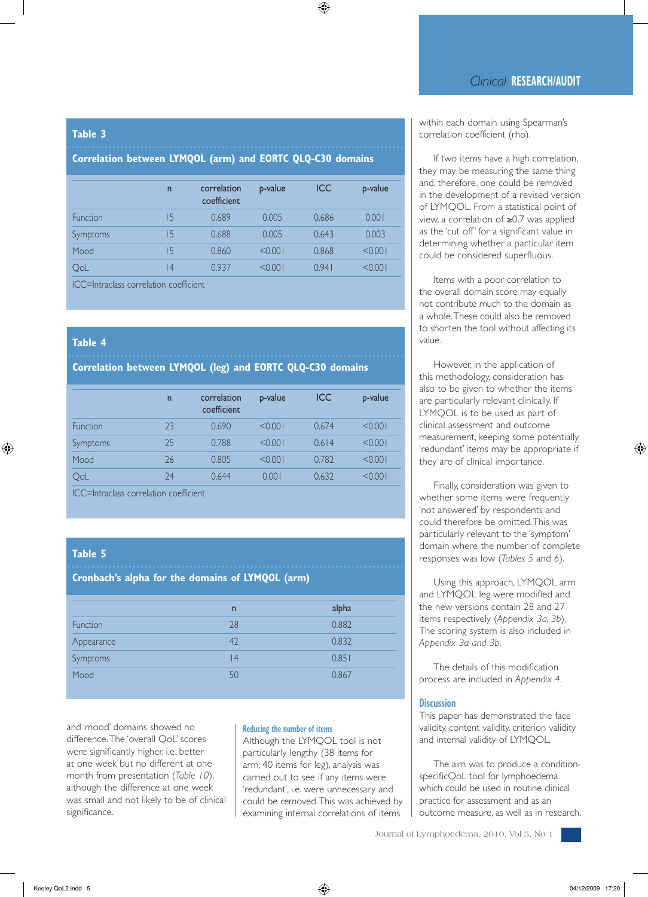**Table 3**

**Correlation between LYMQOL (arm) and EORTC QLQ-C30 domains**

| | n | correlation coefficient | p-value | ICC | p-value |
|---|---|---|---|---|---|
| Function | 15 | 0.689 | 0.005 | 0.686 | 0.001 |
| Symptoms | 15 | 0.688 | 0.005 | 0.643 | 0.003 |
| Mood | 15 | 0.860 | <0.001 | 0.868 | <0.001 |
| QoL | 14 | 0.937 | <0.001 | 0.941 | <0.001 |

ICC=Intraclass correlation coefficient

**Table 4**

**Correlation between LYMQOL (leg) and EORTC QLQ-C30 domains**

| | n | correlation coefficient | p-value | ICC | p-value |
|---|---|---|---|---|---|
| Function | 23 | 0.690 | <0.001 | 0.674 | <0.001 |
| Symptoms | 25 | 0.788 | <0.001 | 0.614 | <0.001 |
| Mood | 26 | 0.805 | <0.001 | 0.782 | <0.001 |
| QoL | 24 | 0.644 | 0.001 | 0.632 | <0.001 |

ICC=Intraclass correlation coefficient

**Table 5**

**Cronbach's alpha for the domains of LYMQOL (arm)**

| | n | alpha |
|---|---|---|
| Function | 28 | 0.882 |
| Appearance | 42 | 0.832 |
| Symptoms | 14 | 0.851 |
| Mood | 50 | 0.867 |

and 'mood' domains showed no difference. The 'overall QoL' scores were significantly higher, i.e. better at one week but no different at one month from presentation (*Table 10*), although the difference at one week was small and not likely to be of clinical significance.

### Reducing the number of items

Although the LYMQOL tool is not particularly lengthy (38 items for arm; 40 items for leg), analysis was carried out to see if any items were 'redundant', i.e. were unnecessary and could be removed. This was achieved by examining internal correlations of items within each domain using Spearman's correlation coefficient (rho).

If two items have a high correlation, they may be measuring the same thing and, therefore, one could be removed in the development of a revised version of LYMQOL. From a statistical point of view, a correlation of ≥0.7 was applied as the 'cut off' for a significant value in determining whether a particular item could be considered superfluous.

Items with a poor correlation to the overall domain score may equally not contribute much to the domain as a whole. These could also be removed to shorten the tool without affecting its value.

However, in the application of this methodology, consideration has also to be given to whether the items are particularly relevant clinically. If LYMQOL is to be used as part of clinical assessment and outcome measurement, keeping some potentially 'redundant' items may be appropriate if they are of clinical importance.

Finally, consideration was given to whether some items were frequently 'not answered' by respondents and could therefore be omitted. This was particularly relevant to the 'symptom' domain where the number of complete responses was low (*Tables 5* and *6*).

Using this approach, LYMQOL arm and LYMQOL leg were modified and the new versions contain 28 and 27 items respectively (*Appendix 3a, 3b*). The scoring system is also included in *Appendix 3a and 3b*.

The details of this modification process are included in *Appendix 4*.

## Discussion

This paper has demonstrated the face validity, content validity, criterion validity and internal validity of LYMQOL.

The aim was to produce a condition-specificQoL tool for lymphoedema which could be used in routine clinical practice for assessment and as an outcome measure, as well as in research.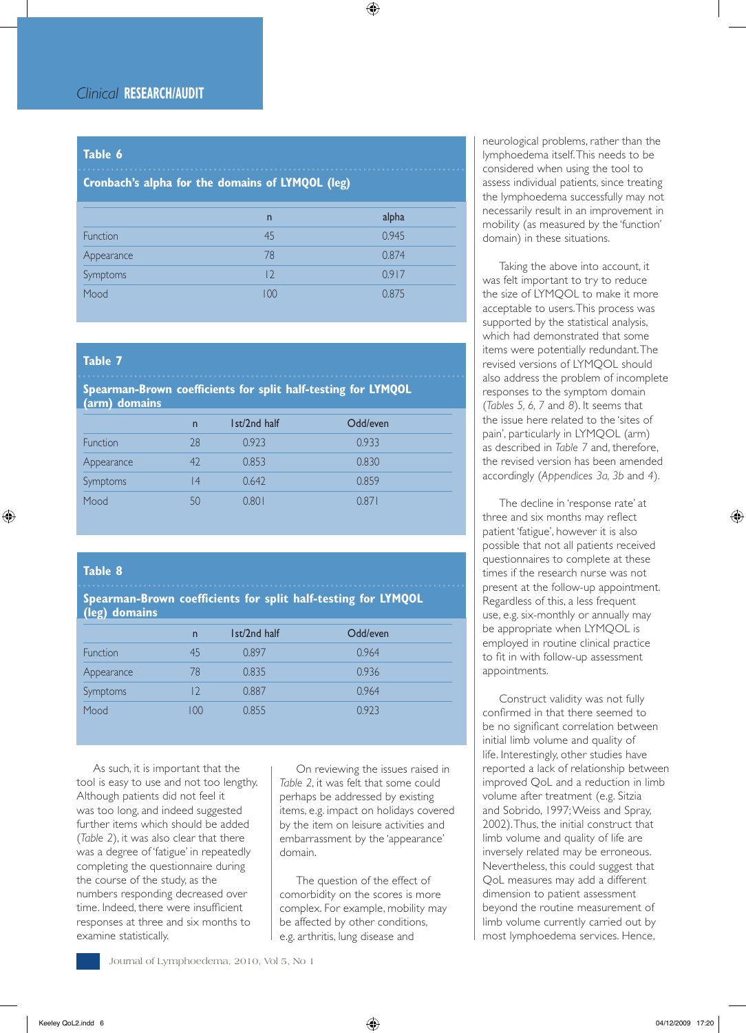**Table 6**

**Cronbach's alpha for the domains of LYMQOL (leg)**

| | n | alpha |
|---|---|---|
| Function | 45 | 0.945 |
| Appearance | 78 | 0.874 |
| Symptoms | 12 | 0.917 |
| Mood | 100 | 0.875 |

**Table 7**

**Spearman-Brown coefficients for split half-testing for LYMQOL (arm) domains**

| | n | 1st/2nd half | Odd/even |
|---|---|---|---|
| Function | 28 | 0.923 | 0.933 |
| Appearance | 42 | 0.853 | 0.830 |
| Symptoms | 14 | 0.642 | 0.859 |
| Mood | 50 | 0.801 | 0.871 |

**Table 8**

**Spearman-Brown coefficients for split half-testing for LYMQOL (leg) domains**

| | n | 1st/2nd half | Odd/even |
|---|---|---|---|
| Function | 45 | 0.897 | 0.964 |
| Appearance | 78 | 0.835 | 0.936 |
| Symptoms | 12 | 0.887 | 0.964 |
| Mood | 100 | 0.855 | 0.923 |

As such, it is important that the tool is easy to use and not too lengthy. Although patients did not feel it was too long, and indeed suggested further items which should be added (*Table 2*), it was also clear that there was a degree of 'fatigue' in repeatedly completing the questionnaire during the course of the study, as the numbers responding decreased over time. Indeed, there were insufficient responses at three and six months to examine statistically.

On reviewing the issues raised in *Table 2*, it was felt that some could perhaps be addressed by existing items, e.g. impact on holidays covered by the item on leisure activities and embarrassment by the 'appearance' domain.

The question of the effect of comorbidity on the scores is more complex. For example, mobility may be affected by other conditions, e.g. arthritis, lung disease and neurological problems, rather than the lymphoedema itself. This needs to be considered when using the tool to assess individual patients, since treating the lymphoedema successfully may not necessarily result in an improvement in mobility (as measured by the 'function' domain) in these situations.

Taking the above into account, it was felt important to try to reduce the size of LYMQOL to make it more acceptable to users. This process was supported by the statistical analysis, which had demonstrated that some items were potentially redundant. The revised versions of LYMQOL should also address the problem of incomplete responses to the symptom domain (*Tables 5, 6, 7* and *8*). It seems that the issue here related to the 'sites of pain', particularly in LYMQOL (arm) as described in *Table 7* and, therefore, the revised version has been amended accordingly (*Appendices 3a, 3b* and *4*).

The decline in 'response rate' at three and six months may reflect patient 'fatigue', however it is also possible that not all patients received questionnaires to complete at these times if the research nurse was not present at the follow-up appointment. Regardless of this, a less frequent use, e.g. six-monthly or annually may be appropriate when LYMQOL is employed in routine clinical practice to fit in with follow-up assessment appointments.

Construct validity was not fully confirmed in that there seemed to be no significant correlation between initial limb volume and quality of life. Interestingly, other studies have reported a lack of relationship between improved QoL and a reduction in limb volume after treatment (e.g. Sitzia and Sobrido, 1997; Weiss and Spray, 2002). Thus, the initial construct that limb volume and quality of life are inversely related may be erroneous. Nevertheless, this could suggest that QoL measures may add a different dimension to patient assessment beyond the routine measurement of limb volume currently carried out by most lymphoedema services. Hence,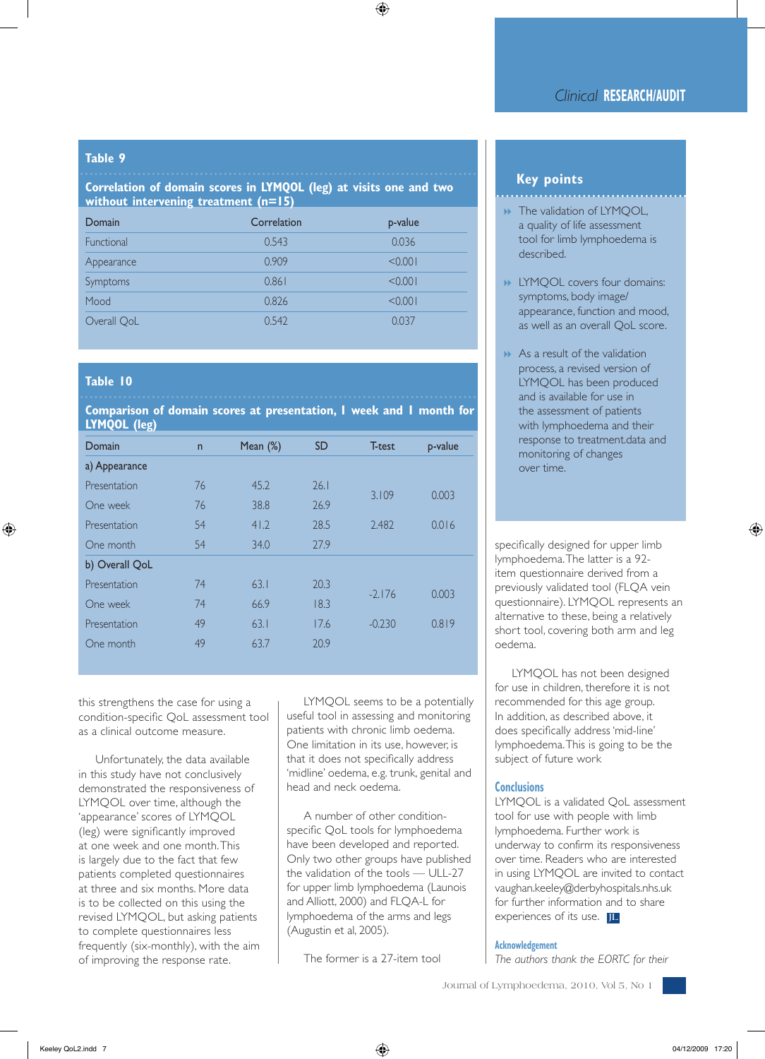**Table 9**

**Correlation of domain scores in LYMQOL (leg) at visits one and two without intervening treatment (n=15)**

| Domain | Correlation | p-value |
|---|---|---|
| Functional | 0.543 | 0.036 |
| Appearance | 0.909 | <0.001 |
| Symptoms | 0.861 | <0.001 |
| Mood | 0.826 | <0.001 |
| Overall QoL | 0.542 | 0.037 |

**Table 10**

**Comparison of domain scores at presentation, 1 week and 1 month for LYMQOL (leg)**

| Domain | n | Mean (%) | SD | T-test | p-value |
|---|---|---|---|---|---|
| a) Appearance | | | | | |
| Presentation | 76 | 45.2 | 26.1 | 3.109 | 0.003 |
| One week | 76 | 38.8 | 26.9 | | |
| Presentation | 54 | 41.2 | 28.5 | 2.482 | 0.016 |
| One month | 54 | 34.0 | 27.9 | | |
| b) Overall QoL | | | | | |
| Presentation | 74 | 63.1 | 20.3 | -2.176 | 0.003 |
| One week | 74 | 66.9 | 18.3 | | |
| Presentation | 49 | 63.1 | 17.6 | -0.230 | 0.819 |
| One month | 49 | 63.7 | 20.9 | | |

this strengthens the case for using a condition-specific QoL assessment tool as a clinical outcome measure.

Unfortunately, the data available in this study have not conclusively demonstrated the responsiveness of LYMQOL over time, although the 'appearance' scores of LYMQOL (leg) were significantly improved at one week and one month. This is largely due to the fact that few patients completed questionnaires at three and six months. More data is to be collected on this using the revised LYMQOL, but asking patients to complete questionnaires less frequently (six-monthly), with the aim of improving the response rate.

LYMQOL seems to be a potentially useful tool in assessing and monitoring patients with chronic limb oedema. One limitation in its use, however, is that it does not specifically address 'midline' oedema, e.g. trunk, genital and head and neck oedema.

A number of other condition-specific QoL tools for lymphoedema have been developed and reported. Only two other groups have published the validation of the tools — ULL-27 for upper limb lymphoedema (Launois and Alliott, 2000) and FLQA-L for lymphoedema of the arms and legs (Augustin et al, 2005).

The former is a 27-item tool specifically designed for upper limb lymphoedema. The latter is a 92-item questionnaire derived from a previously validated tool (FLQA vein questionnaire). LYMQOL represents an alternative to these, being a relatively short tool, covering both arm and leg oedema.

LYMQOL has not been designed for use in children, therefore it is not recommended for this age group. In addition, as described above, it does specifically address 'mid-line' lymphoedema. This is going to be the subject of future work

## Conclusions

LYMQOL is a validated QoL assessment tool for use with people with limb lymphoedema. Further work is underway to confirm its responsiveness over time. Readers who are interested in using LYMQOL are invited to contact vaughan.keeley@derbyhospitals.nhs.uk for further information and to share experiences of its use. JL

### Acknowledgement

*The authors thank the EORTC for their*

## Key points

- The validation of LYMQOL, a quality of life assessment tool for limb lymphoedema is described.
- LYMQOL covers four domains: symptoms, body image/ appearance, function and mood, as well as an overall QoL score.
- As a result of the validation process, a revised version of LYMQOL has been produced and is available for use in the assessment of patients with lymphoedema and their response to treatment.data and monitoring of changes over time.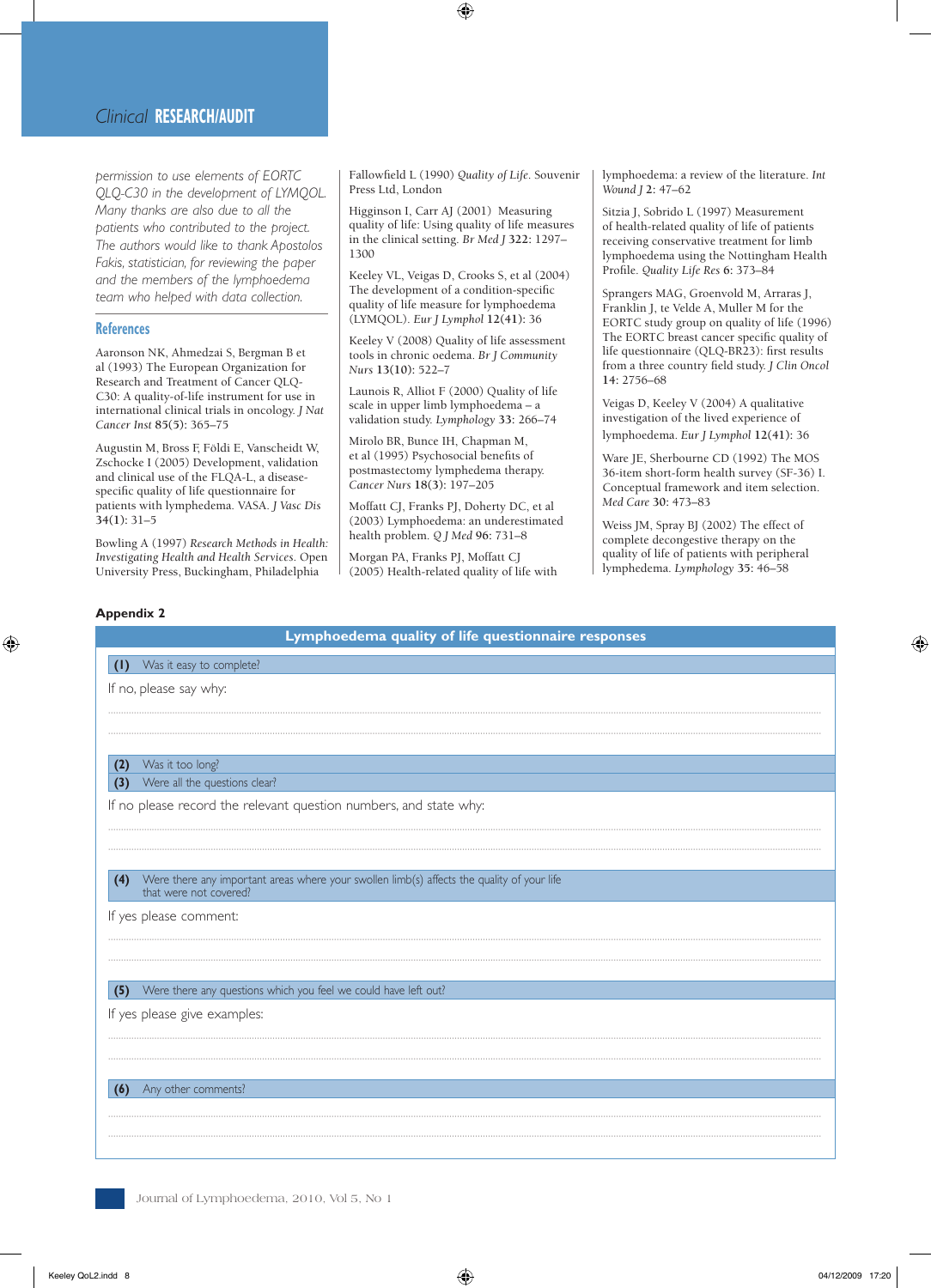permission to use elements of EORTC QLQ-C30 in the development of LYMQOL. Many thanks are also due to all the patients who contributed to the project. The authors would like to thank Apostolos Fakis, statistician, for reviewing the paper and the members of the lymphoedema team who helped with data collection.

## References

Aaronson NK, Ahmedzai S, Bergman B et al (1993) The European Organization for Research and Treatment of Cancer QLQ-C30: A quality-of-life instrument for use in international clinical trials in oncology. *J Nat Cancer Inst* **85(5)**: 365–75

Augustin M, Bross F, Földi E, Vanscheidt W, Zschocke I (2005) Development, validation and clinical use of the FLQA-L, a disease-specific quality of life questionnaire for patients with lymphedema. VASA. *J Vasc Dis* **34(1)**: 31–5

Bowling A (1997) *Research Methods in Health: Investigating Health and Health Services*. Open University Press, Buckingham, Philadelphia

Fallowfield L (1990) *Quality of Life*. Souvenir Press Ltd, London

Higginson I, Carr AJ (2001) Measuring quality of life: Using quality of life measures in the clinical setting. *Br Med J* **322**: 1297–1300

Keeley VL, Veigas D, Crooks S, et al (2004) The development of a condition-specific quality of life measure for lymphoedema (LYMQOL). *Eur J Lymphol* **12(41)**: 36

Keeley V (2008) Quality of life assessment tools in chronic oedema. *Br J Community Nurs* **13(10)**: 522–7

Launois R, Alliot F (2000) Quality of life scale in upper limb lymphoedema – a validation study. *Lymphology* **33**: 266–74

Mirolo BR, Bunce IH, Chapman M, et al (1995) Psychosocial benefits of postmastectomy lymphedema therapy. *Cancer Nurs* **18(3)**: 197–205

Moffatt CJ, Franks PJ, Doherty DC, et al (2003) Lymphoedema: an underestimated health problem. *Q J Med* **96**: 731–8

Morgan PA, Franks PJ, Moffatt CJ (2005) Health-related quality of life with lymphoedema: a review of the literature. *Int Wound J* **2**: 47–62

Sitzia J, Sobrido L (1997) Measurement of health-related quality of life of patients receiving conservative treatment for limb lymphoedema using the Nottingham Health Profile. *Quality Life Res* **6**: 373–84

Sprangers MAG, Groenvold M, Arraras J, Franklin J, te Velde A, Muller M for the EORTC study group on quality of life (1996) The EORTC breast cancer specific quality of life questionnaire (QLQ-BR23): first results from a three country field study. *J Clin Oncol* **14**: 2756–68

Veigas D, Keeley V (2004) A qualitative investigation of the lived experience of lymphoedema. *Eur J Lymphol* **12(41)**: 36

Ware JE, Sherbourne CD (1992) The MOS 36-item short-form health survey (SF-36) I. Conceptual framework and item selection. *Med Care* **30**: 473–83

Weiss JM, Spray BJ (2002) The effect of complete decongestive therapy on the quality of life of patients with peripheral lymphedema. *Lymphology* **35**: 46–58

### Appendix 2

**Lymphoedema quality of life questionnaire responses**

**(1)** Was it easy to complete?

If no, please say why:

..........................................................................................................

..........................................................................................................

**(2)** Was it too long?

**(3)** Were all the questions clear?

If no please record the relevant question numbers, and state why:

..........................................................................................................

..........................................................................................................

**(4)** Were there any important areas where your swollen limb(s) affects the quality of your life that were not covered?

If yes please comment:

..........................................................................................................

..........................................................................................................

**(5)** Were there any questions which you feel we could have left out?

If yes please give examples:

..........................................................................................................

..........................................................................................................

**(6)** Any other comments?

..........................................................................................................

..........................................................................................................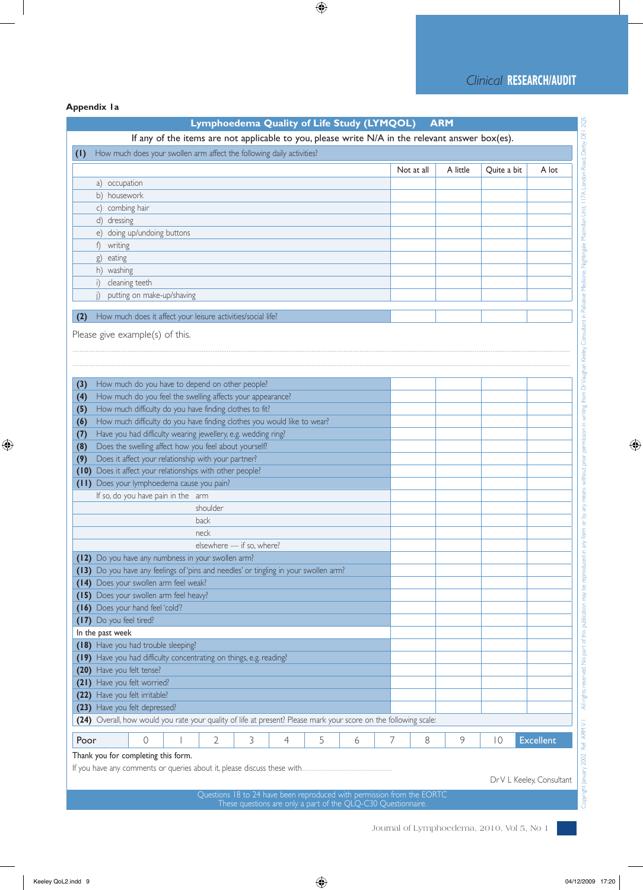**Appendix 1a**

## Lymphoedema Quality of Life Study (LYMQOL) ARM

If any of the items are not applicable to you, please write N/A in the relevant answer box(es).

**(1)** How much does your swollen arm affect the following daily activities?

| | Not at all | A little | Quite a bit | A lot |
|---|---|---|---|---|
| a) occupation | | | | |
| b) housework | | | | |
| c) combing hair | | | | |
| d) dressing | | | | |
| e) doing up/undoing buttons | | | | |
| f) writing | | | | |
| g) eating | | | | |
| h) washing | | | | |
| i) cleaning teeth | | | | |
| j) putting on make-up/shaving | | | | |

| | | | | |
|---|---|---|---|---|
| **(2)** How much does it affect your leisure activities/social life? | | | | |

Please give example(s) of this.

..............................................................................................................................................

..............................................................................................................................................

| | | | | |
|---|---|---|---|---|
| **(3)** How much do you have to depend on other people? | | | | |
| **(4)** How much do you feel the swelling affects your appearance? | | | | |
| **(5)** How much difficulty do you have finding clothes to fit? | | | | |
| **(6)** How much difficulty do you have finding clothes you would like to wear? | | | | |
| **(7)** Have you had difficulty wearing jewellery, e.g. wedding ring? | | | | |
| **(8)** Does the swelling affect how you feel about yourself? | | | | |
| **(9)** Does it affect your relationship with your partner? | | | | |
| **(10)** Does it affect your relationships with other people? | | | | |
| **(11)** Does your lymphoedema cause you pain? | | | | |
| If so, do you have pain in the arm | | | | |
| shoulder | | | | |
| back | | | | |
| neck | | | | |
| elsewhere — if so, where? | | | | |
| **(12)** Do you have any numbness in your swollen arm? | | | | |
| **(13)** Do you have any feelings of 'pins and needles' or tingling in your swollen arm? | | | | |
| **(14)** Does your swollen arm feel weak? | | | | |
| **(15)** Does your swollen arm feel heavy? | | | | |
| **(16)** Does your hand feel 'cold'? | | | | |
| **(17)** Do you feel tired? | | | | |
| In the past week | | | | |
| **(18)** Have you had trouble sleeping? | | | | |
| **(19)** Have you had difficulty concentrating on things, e.g. reading? | | | | |
| **(20)** Have you felt tense? | | | | |
| **(21)** Have you felt worried? | | | | |
| **(22)** Have you felt irritable? | | | | |
| **(23)** Have you felt depressed? | | | | |

**(24)** Overall, how would you rate your quality of life at present? Please mark your score on the following scale:

| Poor | 0 | 1 | 2 | 3 | 4 | 5 | 6 | 7 | 8 | 9 | 10 | Excellent |
|---|---|---|---|---|---|---|---|---|---|---|---|---|

Thank you for completing this form.

If you have any comments or queries about it, please discuss these with...............................................................

Dr V L Keeley, Consultant

Questions 18 to 24 have been reproduced with permission from the EORTC
These questions are only a part of the QLQ-C30 Questionnaire.

Copyright January 2002 Ref: ARM V1 All rights reserved. No part of this publication may be reproduced in any form or by any means without prior permission in writing from Dr Vaughan Keeley Consultant in Palliative Medicine, Nightingale Macmillan Unit, 117A London Road, Derby DE1 2QS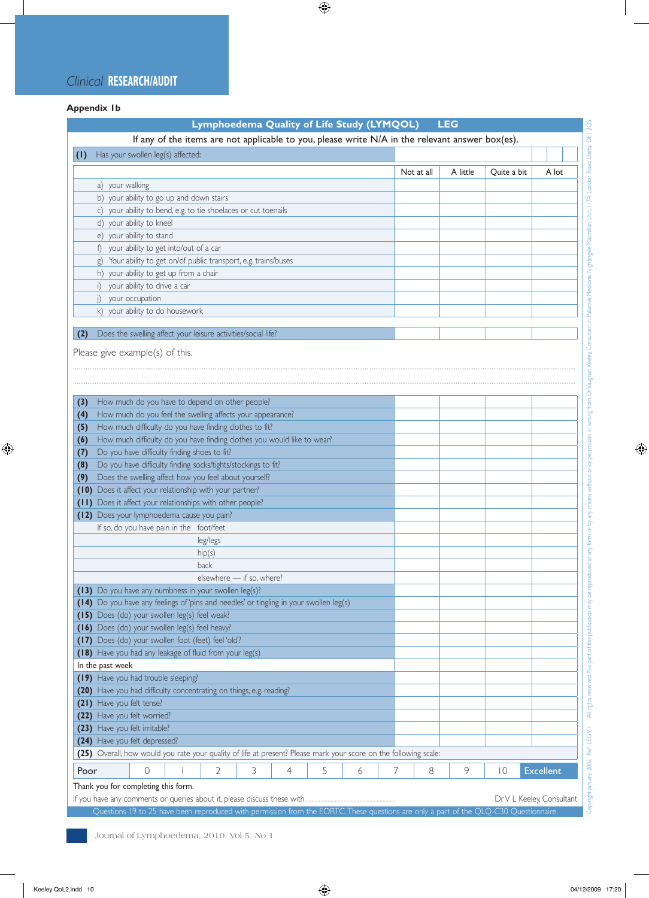## Clinical RESEARCH/AUDIT

**Appendix 1b**

| Lymphoedema Quality of Life Study (LYMQOL) LEG | | | | |
|---|---|---|---|---|
| If any of the items are not applicable to you, please write N/A in the relevant answer box(es). | | | | |
| **(1)** Has your swollen leg(s) affected: | | | | |
| | Not at all | A little | Quite a bit | A lot |
| a) your walking | | | | |
| b) your ability to go up and down stairs | | | | |
| c) your ability to bend, e.g. to tie shoelaces or cut toenails | | | | |
| d) your ability to kneel | | | | |
| e) your ability to stand | | | | |
| f) your ability to get into/out of a car | | | | |
| g) Your ability to get on/of public transport, e.g. trains/buses | | | | |
| h) your ability to get up from a chair | | | | |
| i) your ability to drive a car | | | | |
| j) your occupation | | | | |
| k) your ability to do housework | | | | |
| **(2)** Does the swelling affect your leisure activities/social life? | | | | |

Please give example(s) of this.

..........................................................................................

..........................................................................................

| | Not at all | A little | Quite a bit | A lot |
|---|---|---|---|---|
| **(3)** How much do you have to depend on other people? | | | | |
| **(4)** How much do you feel the swelling affects your appearance? | | | | |
| **(5)** How much difficulty do you have finding clothes to fit? | | | | |
| **(6)** How much difficulty do you have finding clothes you would like to wear? | | | | |
| **(7)** Do you have difficulty finding shoes to fit? | | | | |
| **(8)** Do you have difficulty finding socks/tights/stockings to fit? | | | | |
| **(9)** Does the swelling affect how you feel about yourself? | | | | |
| **(10)** Does it affect your relationship with your partner? | | | | |
| **(11)** Does it affect your relationships with other people? | | | | |
| **(12)** Does your lymphoedema cause you pain? | | | | |
| If so, do you have pain in the foot/feet | | | | |
| leg/legs | | | | |
| hip(s) | | | | |
| back | | | | |
| elsewhere — if so, where? | | | | |
| **(13)** Do you have any numbness in your swollen leg(s)? | | | | |
| **(14)** Do you have any feelings of 'pins and needles' or tingling in your swollen leg(s) | | | | |
| **(15)** Does (do) your swollen leg(s) feel weak? | | | | |
| **(16)** Does (do) your swollen leg(s) feel heavy? | | | | |
| **(17)** Does (do) your swollen foot (feet) feel 'old'? | | | | |
| **(18)** Have you had any leakage of fluid from your leg(s) | | | | |
| In the past week | | | | |
| **(19)** Have you had trouble sleeping? | | | | |
| **(20)** Have you had difficulty concentrating on things, e.g. reading? | | | | |
| **(21)** Have you felt tense? | | | | |
| **(22)** Have you felt worried? | | | | |
| **(23)** Have you felt irritable? | | | | |
| **(24)** Have you felt depressed? | | | | |

**(25)** Overall, how would you rate your quality of life at present? Please mark your score on the following scale:

| Poor | 0 | 1 | 2 | 3 | 4 | 5 | 6 | 7 | 8 | 9 | 10 | Excellent |
|---|---|---|---|---|---|---|---|---|---|---|---|---|

Thank you for completing this form.

If you have any comments or queries about it, please discuss these with.......................................... Dr V L Keeley, Consultant

Questions 19 to 25 have been reproduced with permission from the EORTC. These questions are only a part of the QLQ-C30 Questionnaire.

Copyright January 2002 Ref LEGV1 All rights reserved No part of this publication may be reproduced in any form or by any means without prior permission in writing from Dr Vaughan Keeley, Consultant in Palliative Medicine, Nightingale Macmillan Unit, 117A London Road, Derby DE1 2QS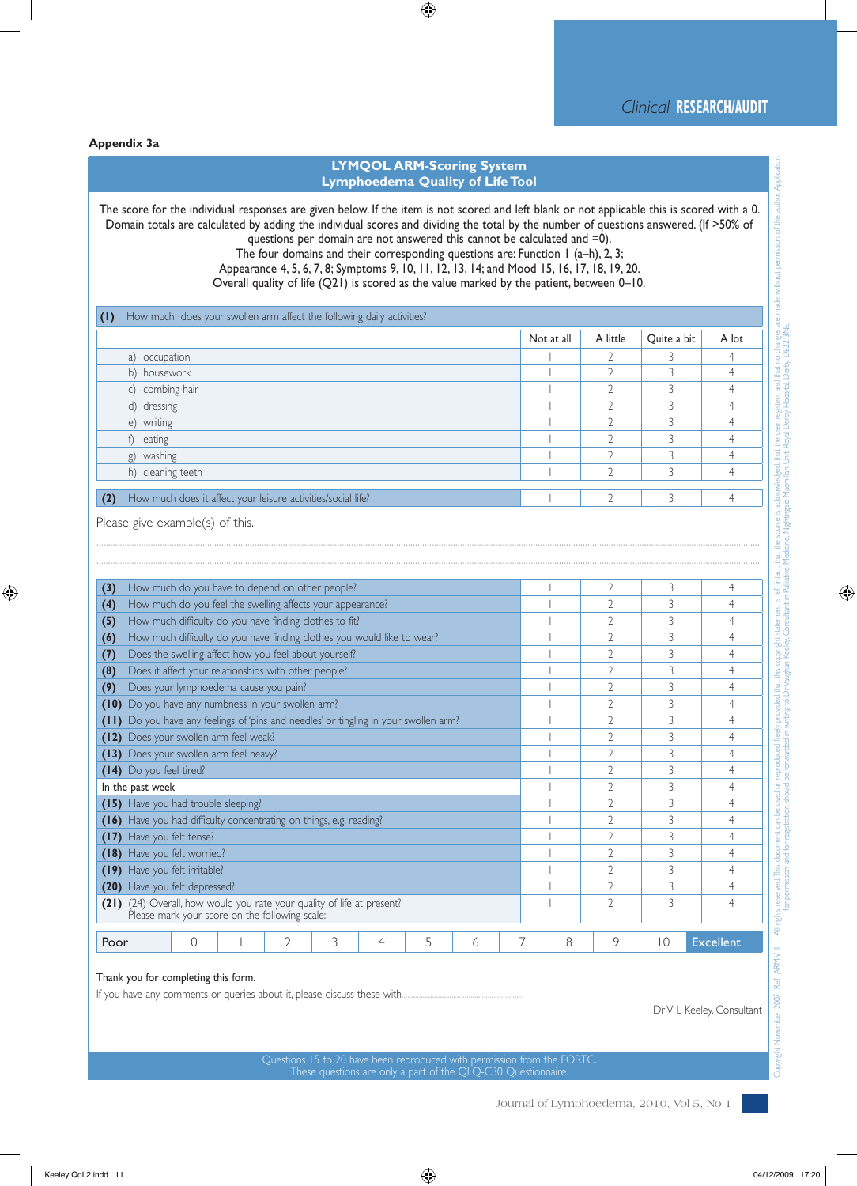**Appendix 3a**

## LYMQOL ARM-Scoring System
## Lymphoedema Quality of Life Tool

The score for the individual responses are given below. If the item is not scored and left blank or not applicable this is scored with a 0. Domain totals are calculated by adding the individual scores and dividing the total by the number of questions answered. (If >50% of questions per domain are not answered this cannot be calculated and =0).
The four domains and their corresponding questions are: Function 1 (a–h), 2, 3;
Appearance 4, 5, 6, 7, 8; Symptoms 9, 10, 11, 12, 13, 14; and Mood 15, 16, 17, 18, 19, 20.
Overall quality of life (Q21) is scored as the value marked by the patient, between 0–10.

| **(1)** How much does your swollen arm affect the following daily activities? | Not at all | A little | Quite a bit | A lot |
|---|---|---|---|---|
| a) occupation | 1 | 2 | 3 | 4 |
| b) housework | 1 | 2 | 3 | 4 |
| c) combing hair | 1 | 2 | 3 | 4 |
| d) dressing | 1 | 2 | 3 | 4 |
| e) writing | 1 | 2 | 3 | 4 |
| f) eating | 1 | 2 | 3 | 4 |
| g) washing | 1 | 2 | 3 | 4 |
| h) cleaning teeth | 1 | 2 | 3 | 4 |
| **(2)** How much does it affect your leisure activities/social life? | 1 | 2 | 3 | 4 |

Please give example(s) of this.

.......................................................................................................................................................................

.......................................................................................................................................................................

| Question | Not at all | A little | Quite a bit | A lot |
|---|---|---|---|---|
| **(3)** How much do you have to depend on other people? | 1 | 2 | 3 | 4 |
| **(4)** How much do you feel the swelling affects your appearance? | 1 | 2 | 3 | 4 |
| **(5)** How much difficulty do you have finding clothes to fit? | 1 | 2 | 3 | 4 |
| **(6)** How much difficulty do you have finding clothes you would like to wear? | 1 | 2 | 3 | 4 |
| **(7)** Does the swelling affect how you feel about yourself? | 1 | 2 | 3 | 4 |
| **(8)** Does it affect your relationships with other people? | 1 | 2 | 3 | 4 |
| **(9)** Does your lymphoedema cause you pain? | 1 | 2 | 3 | 4 |
| **(10)** Do you have any numbness in your swollen arm? | 1 | 2 | 3 | 4 |
| **(11)** Do you have any feelings of 'pins and needles' or tingling in your swollen arm? | 1 | 2 | 3 | 4 |
| **(12)** Does your swollen arm feel weak? | 1 | 2 | 3 | 4 |
| **(13)** Does your swollen arm feel heavy? | 1 | 2 | 3 | 4 |
| **(14)** Do you feel tired? | 1 | 2 | 3 | 4 |
| In the past week | 1 | 2 | 3 | 4 |
| **(15)** Have you had trouble sleeping? | 1 | 2 | 3 | 4 |
| **(16)** Have you had difficulty concentrating on things, e.g. reading? | 1 | 2 | 3 | 4 |
| **(17)** Have you felt tense? | 1 | 2 | 3 | 4 |
| **(18)** Have you felt worried? | 1 | 2 | 3 | 4 |
| **(19)** Have you felt irritable? | 1 | 2 | 3 | 4 |
| **(20)** Have you felt depressed? | 1 | 2 | 3 | 4 |
| **(21)** (24) Overall, how would you rate your quality of life at present? Please mark your score on the following scale: | 1 | 2 | 3 | 4 |

| Poor | 0 | 1 | 2 | 3 | 4 | 5 | 6 | 7 | 8 | 9 | 10 | Excellent |
|---|---|---|---|---|---|---|---|---|---|---|---|---|

Thank you for completing this form.

If you have any comments or queries about it, please discuss these with.......................................................................

Dr V L Keeley, Consultant

Questions 15 to 20 have been reproduced with permission from the EORTC.
These questions are only a part of the QLQ-C30 Questionnaire.

Copyright November 2007 Ref ARMV II All rights reserved. This document can be used or reproduced freely provided that this copyright statement is left intact, that the source is acknowledged, that the user registers and that no changes are made without permission of the author. Application for permission and for registration should be forwarded in writing to Dr Vaughan Keeley, Consultant in Palliative Medicine, Nightingale Macmillan Unit, Royal Derby Hospital, Derby DE22 3NE.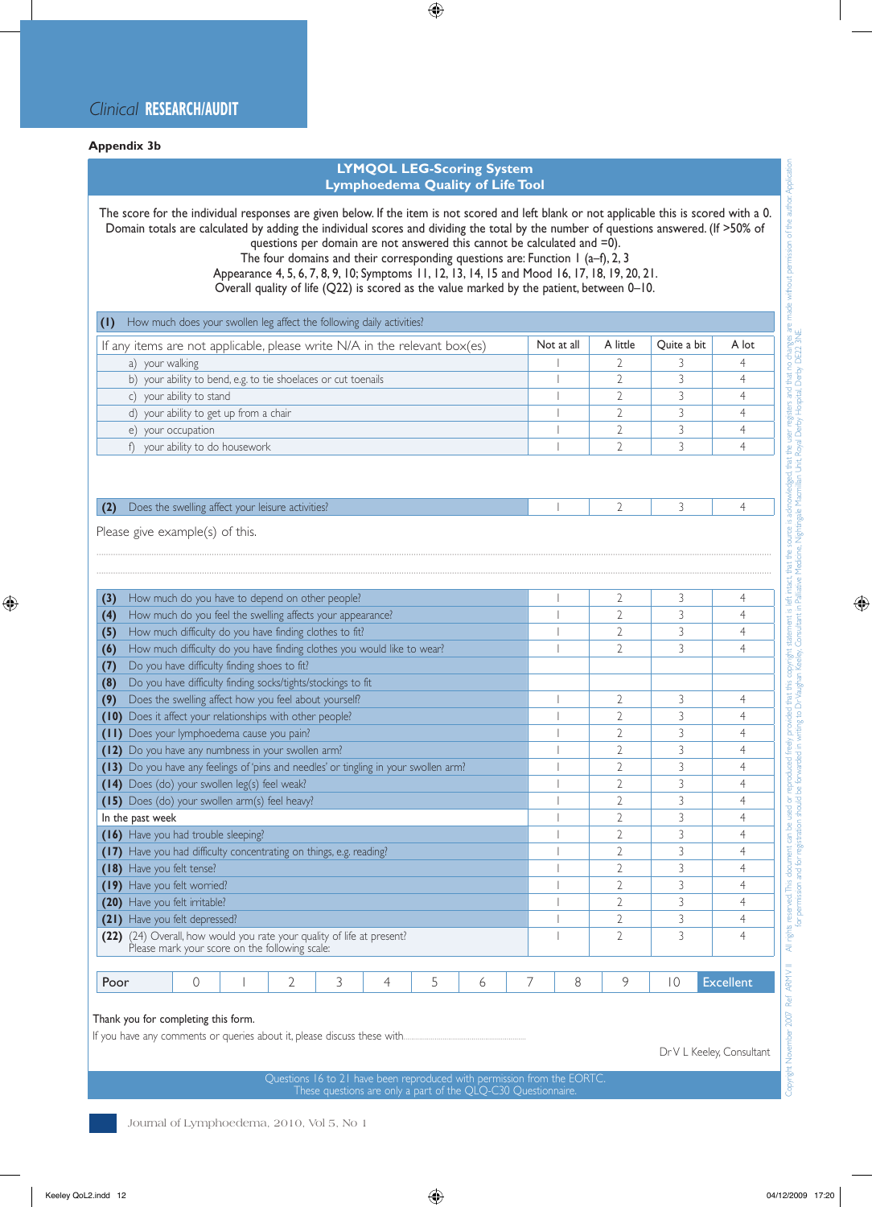## Appendix 3b

**LYMQOL LEG-Scoring System**
**Lymphoedema Quality of Life Tool**

The score for the individual responses are given below. If the item is not scored and left blank or not applicable this is scored with a 0. Domain totals are calculated by adding the individual scores and dividing the total by the number of questions answered. (If >50% of questions per domain are not answered this cannot be calculated and =0).
The four domains and their corresponding questions are: Function 1 (a–f), 2, 3
Appearance 4, 5, 6, 7, 8, 9, 10; Symptoms 11, 12, 13, 14, 15 and Mood 16, 17, 18, 19, 20, 21.
Overall quality of life (Q22) is scored as the value marked by the patient, between 0–10.

**(1)** How much does your swollen leg affect the following daily activities?

| If any items are not applicable, please write N/A in the relevant box(es) | Not at all | A little | Quite a bit | A lot |
|---|---|---|---|---|
| a) your walking | 1 | 2 | 3 | 4 |
| b) your ability to bend, e.g. to tie shoelaces or cut toenails | 1 | 2 | 3 | 4 |
| c) your ability to stand | 1 | 2 | 3 | 4 |
| d) your ability to get up from a chair | 1 | 2 | 3 | 4 |
| e) your occupation | 1 | 2 | 3 | 4 |
| f) your ability to do housework | 1 | 2 | 3 | 4 |

| | | | | |
|---|---|---|---|---|
| **(2)** Does the swelling affect your leisure activities? | 1 | 2 | 3 | 4 |

Please give example(s) of this.

................................................................................................................................................

................................................................................................................................................

| | | | | |
|---|---|---|---|---|
| **(3)** How much do you have to depend on other people? | 1 | 2 | 3 | 4 |
| **(4)** How much do you feel the swelling affects your appearance? | 1 | 2 | 3 | 4 |
| **(5)** How much difficulty do you have finding clothes to fit? | 1 | 2 | 3 | 4 |
| **(6)** How much difficulty do you have finding clothes you would like to wear? | 1 | 2 | 3 | 4 |
| **(7)** Do you have difficulty finding shoes to fit? | | | | |
| **(8)** Do you have difficulty finding socks/tights/stockings to fit | | | | |
| **(9)** Does the swelling affect how you feel about yourself? | 1 | 2 | 3 | 4 |
| **(10)** Does it affect your relationships with other people? | 1 | 2 | 3 | 4 |
| **(11)** Does your lymphoedema cause you pain? | 1 | 2 | 3 | 4 |
| **(12)** Do you have any numbness in your swollen arm? | 1 | 2 | 3 | 4 |
| **(13)** Do you have any feelings of 'pins and needles' or tingling in your swollen arm? | 1 | 2 | 3 | 4 |
| **(14)** Does (do) your swollen leg(s) feel weak? | 1 | 2 | 3 | 4 |
| **(15)** Does (do) your swollen arm(s) feel heavy? | 1 | 2 | 3 | 4 |
| In the past week | 1 | 2 | 3 | 4 |
| **(16)** Have you had trouble sleeping? | 1 | 2 | 3 | 4 |
| **(17)** Have you had difficulty concentrating on things, e.g. reading? | 1 | 2 | 3 | 4 |
| **(18)** Have you felt tense? | 1 | 2 | 3 | 4 |
| **(19)** Have you felt worried? | 1 | 2 | 3 | 4 |
| **(20)** Have you felt irritable? | 1 | 2 | 3 | 4 |
| **(21)** Have you felt depressed? | 1 | 2 | 3 | 4 |
| **(22)** (24) Overall, how would you rate your quality of life at present? Please mark your score on the following scale: | 1 | 2 | 3 | 4 |

| Poor | 0 | 1 | 2 | 3 | 4 | 5 | 6 | 7 | 8 | 9 | 10 | Excellent |
|---|---|---|---|---|---|---|---|---|---|---|---|---|

Thank you for completing this form.
If you have any comments or queries about it, please discuss these with..............................................................

Dr V L Keeley, Consultant

Questions 16 to 21 have been reproduced with permission from the EORTC.
These questions are only a part of the QLQ-C30 Questionnaire.

Copyright November 2007 Ref: ARMY II All rights reserved. This document can be used or reproduced freely provided that this copyright statement is left intact, that the source is acknowledged, that the user registers and that no changes are made without permission of the author. Application for permission and for registration should be forwarded in writing to Dr Vaughan Keeley, Consultant in Palliative Medicine, Nightingale Macmillan Unit, Royal Derby Hospital, Derby DE22 3NE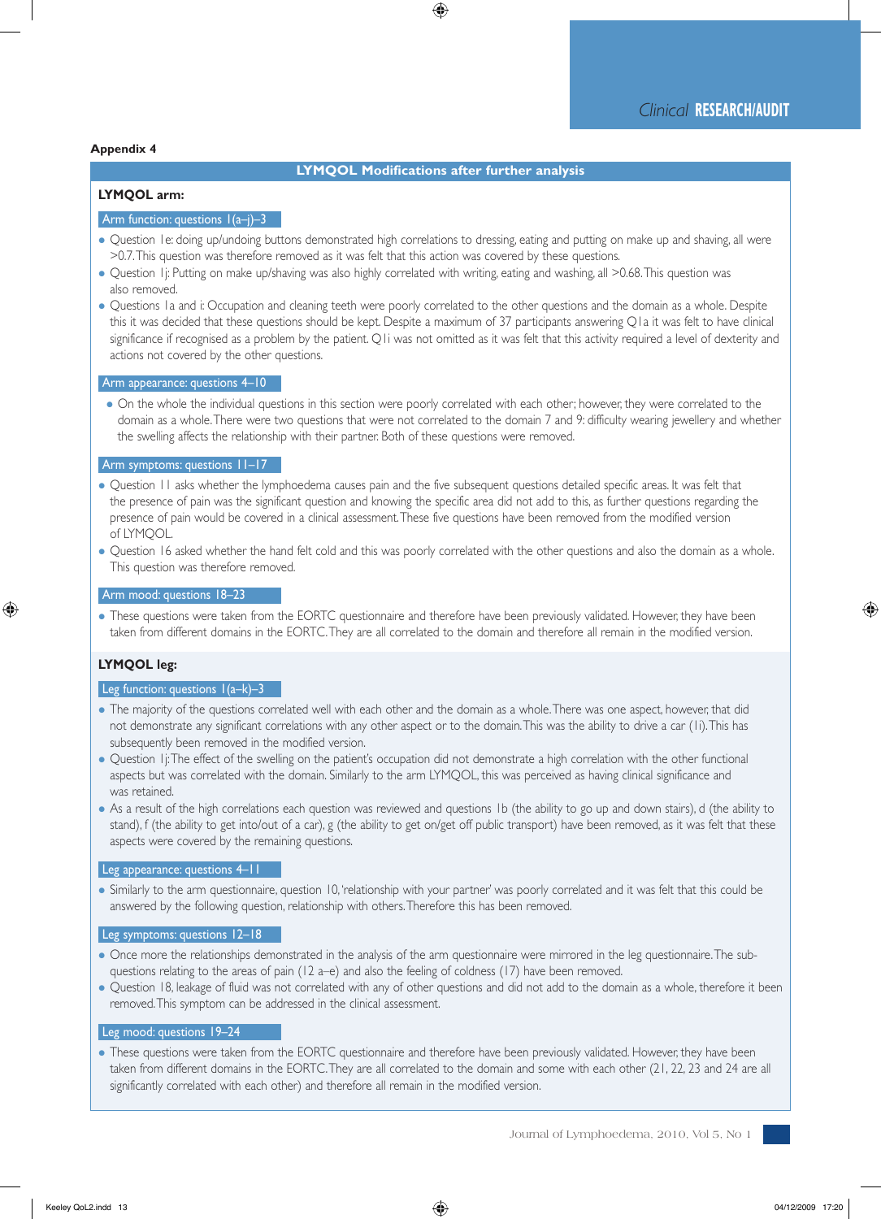**Appendix 4**

## LYMQOL Modifications after further analysis

### LYMQOL arm:

#### Arm function: questions 1(a–j)–3

- Question 1e: doing up/undoing buttons demonstrated high correlations to dressing, eating and putting on make up and shaving, all were >0.7. This question was therefore removed as it was felt that this action was covered by these questions.
- Question 1j: Putting on make up/shaving was also highly correlated with writing, eating and washing, all >0.68. This question was also removed.
- Questions 1a and i: Occupation and cleaning teeth were poorly correlated to the other questions and the domain as a whole. Despite this it was decided that these questions should be kept. Despite a maximum of 37 participants answering Q1a it was felt to have clinical significance if recognised as a problem by the patient. Q1i was not omitted as it was felt that this activity required a level of dexterity and actions not covered by the other questions.

#### Arm appearance: questions 4–10

- On the whole the individual questions in this section were poorly correlated with each other; however, they were correlated to the domain as a whole. There were two questions that were not correlated to the domain 7 and 9: difficulty wearing jewellery and whether the swelling affects the relationship with their partner. Both of these questions were removed.

#### Arm symptoms: questions 11–17

- Question 11 asks whether the lymphoedema causes pain and the five subsequent questions detailed specific areas. It was felt that the presence of pain was the significant question and knowing the specific area did not add to this, as further questions regarding the presence of pain would be covered in a clinical assessment. These five questions have been removed from the modified version of LYMQOL.
- Question 16 asked whether the hand felt cold and this was poorly correlated with the other questions and also the domain as a whole. This question was therefore removed.

#### Arm mood: questions 18–23

- These questions were taken from the EORTC questionnaire and therefore have been previously validated. However, they have been taken from different domains in the EORTC. They are all correlated to the domain and therefore all remain in the modified version.

### LYMQOL leg:

#### Leg function: questions 1(a–k)–3

- The majority of the questions correlated well with each other and the domain as a whole. There was one aspect, however, that did not demonstrate any significant correlations with any other aspect or to the domain. This was the ability to drive a car (1i). This has subsequently been removed in the modified version.
- Question 1j: The effect of the swelling on the patient's occupation did not demonstrate a high correlation with the other functional aspects but was correlated with the domain. Similarly to the arm LYMQOL, this was perceived as having clinical significance and was retained.
- As a result of the high correlations each question was reviewed and questions 1b (the ability to go up and down stairs), d (the ability to stand), f (the ability to get into/out of a car), g (the ability to get on/get off public transport) have been removed, as it was felt that these aspects were covered by the remaining questions.

#### Leg appearance: questions 4–11

- Similarly to the arm questionnaire, question 10, 'relationship with your partner' was poorly correlated and it was felt that this could be answered by the following question, relationship with others. Therefore this has been removed.

#### Leg symptoms: questions 12–18

- Once more the relationships demonstrated in the analysis of the arm questionnaire were mirrored in the leg questionnaire. The sub-questions relating to the areas of pain (12 a–e) and also the feeling of coldness (17) have been removed.
- Question 18, leakage of fluid was not correlated with any of other questions and did not add to the domain as a whole, therefore it been removed. This symptom can be addressed in the clinical assessment.

#### Leg mood: questions 19–24

- These questions were taken from the EORTC questionnaire and therefore have been previously validated. However, they have been taken from different domains in the EORTC. They are all correlated to the domain and some with each other (21, 22, 23 and 24 are all significantly correlated with each other) and therefore all remain in the modified version.